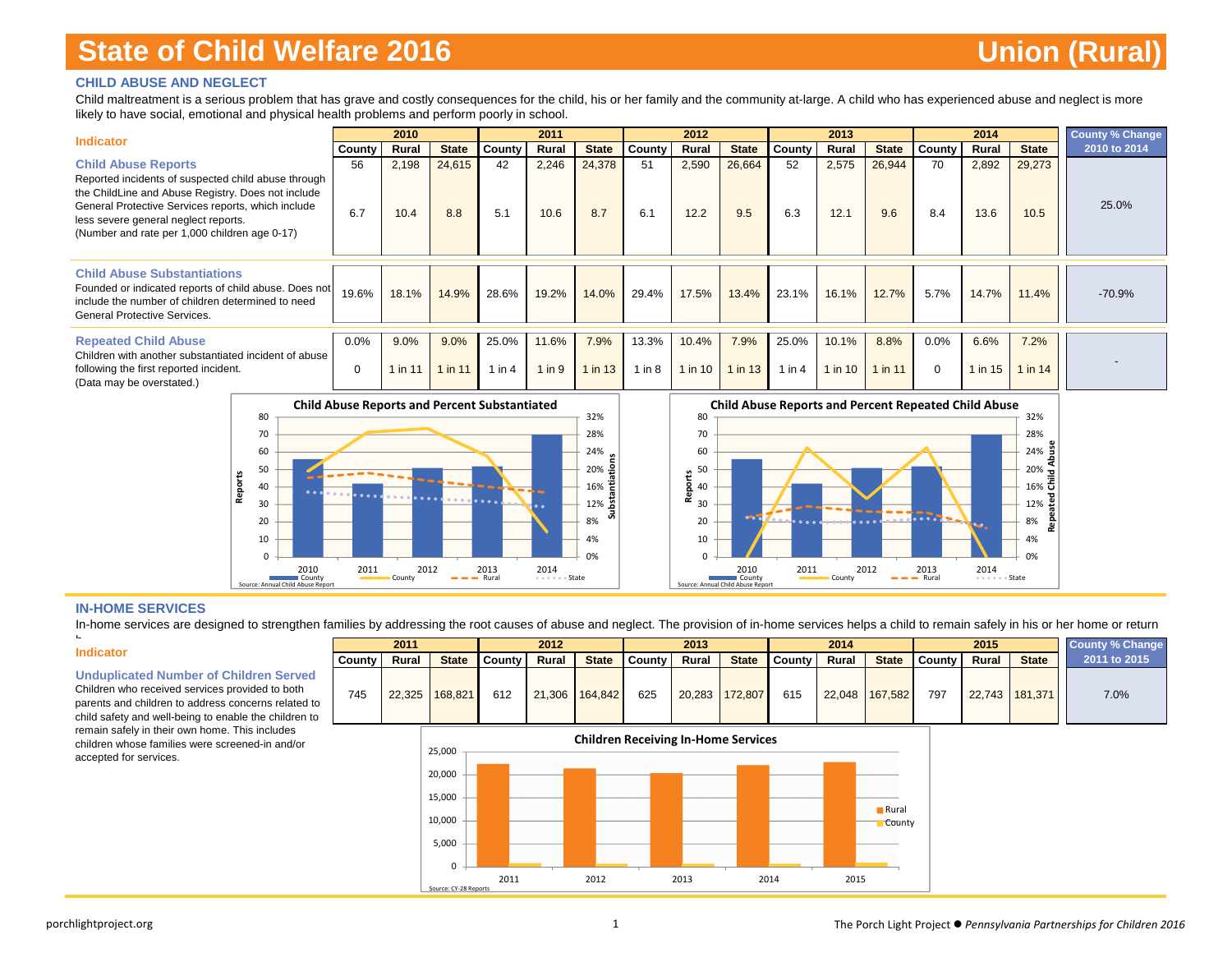# State of Child Welfare 2016 — Union (Rural)

## CHILD ABUSE AND NEGLECT

Child maltreatment is a serious problem that has grave and costly consequences for the child, his or her family and the community at-large. A child who has experienced abuse and neglect is more likely to have social, emotional and physical health problems and perform poorly in school.

| Indicator | 2010 | | | 2011 | | | 2012 | | | 2013 | | | 2014 | | | County % Change 2010 to 2014 |
|---|---|---|---|---|---|---|---|---|---|---|---|---|---|---|---|---|
| | County | Rural | State | County | Rural | State | County | Rural | State | County | Rural | State | County | Rural | State | |
| **Child Abuse Reports** Reported incidents of suspected child abuse through the ChildLine and Abuse Registry. Does not include General Protective Services reports, which include less severe general neglect reports. (Number and rate per 1,000 children age 0-17) | 56 | 2,198 | 24,615 | 42 | 2,246 | 24,378 | 51 | 2,590 | 26,664 | 52 | 2,575 | 26,944 | 70 | 2,892 | 29,273 | 25.0% |
| | 6.7 | 10.4 | 8.8 | 5.1 | 10.6 | 8.7 | 6.1 | 12.2 | 9.5 | 6.3 | 12.1 | 9.6 | 8.4 | 13.6 | 10.5 | |
| **Child Abuse Substantiations** Founded or indicated reports of child abuse. Does not include the number of children determined to need General Protective Services. | 19.6% | 18.1% | 14.9% | 28.6% | 19.2% | 14.0% | 29.4% | 17.5% | 13.4% | 23.1% | 16.1% | 12.7% | 5.7% | 14.7% | 11.4% | -70.9% |
| **Repeated Child Abuse** Children with another substantiated incident of abuse following the first reported incident. (Data may be overstated.) | 0.0% | 9.0% | 9.0% | 25.0% | 11.6% | 7.9% | 13.3% | 10.4% | 7.9% | 25.0% | 10.1% | 8.8% | 0.0% | 6.6% | 7.2% | - |
| | 0 | 1 in 11 | 1 in 11 | 1 in 4 | 1 in 9 | 1 in 13 | 1 in 8 | 1 in 10 | 1 in 13 | 1 in 4 | 1 in 10 | 1 in 11 | 0 | 1 in 15 | 1 in 14 | |

**Child Abuse Reports and Percent Substantiated**

Source: Annual Child Abuse Report

**Child Abuse Reports and Percent Repeated Child Abuse**

Source: Annual Child Abuse Report

## IN-HOME SERVICES

In-home services are designed to strengthen families by addressing the root causes of abuse and neglect. The provision of in-home services helps a child to remain safely in his or her home or return h

| Indicator | 2011 | | | 2012 | | | 2013 | | | 2014 | | | 2015 | | | County % Change 2011 to 2015 |
|---|---|---|---|---|---|---|---|---|---|---|---|---|---|---|---|---|
| | County | Rural | State | County | Rural | State | County | Rural | State | County | Rural | State | County | Rural | State | |
| **Unduplicated Number of Children Served** Children who received services provided to both parents and children to address concerns related to child safety and well-being to enable the children to remain safely in their own home. This includes children whose families were screened-in and/or accepted for services. | 745 | 22,325 | 168,821 | 612 | 21,306 | 164,842 | 625 | 20,283 | 172,807 | 615 | 22,048 | 167,582 | 797 | 22,743 | 181,371 | 7.0% |

**Children Receiving In-Home Services**

Source: CY-28 Reports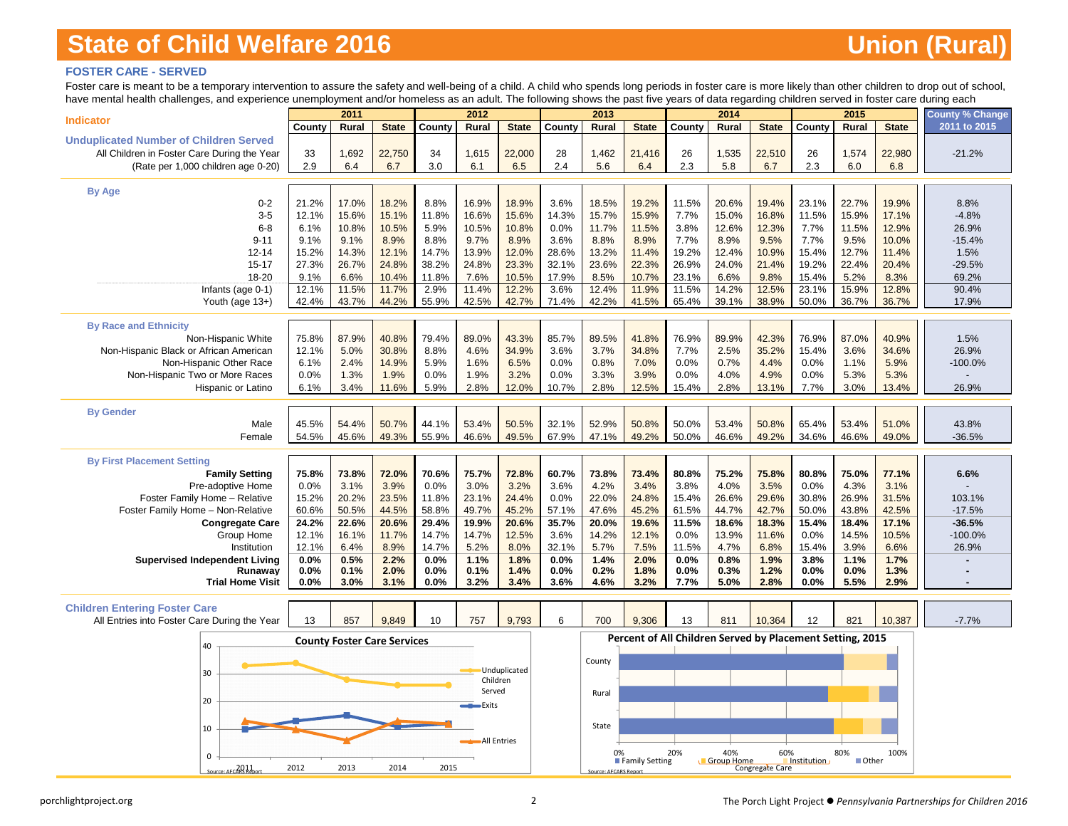# State of Child Welfare 2016 — Union (Rural)

## FOSTER CARE - SERVED

Foster care is meant to be a temporary intervention to assure the safety and well-being of a child. A child who spends long periods in foster care is more likely than other children to drop out of school, have mental health challenges, and experience unemployment and/or homeless as an adult. The following shows the past five years of data regarding children served in foster care during each

| Indicator | 2011 County | 2011 Rural | 2011 State | 2012 County | 2012 Rural | 2012 State | 2013 County | 2013 Rural | 2013 State | 2014 County | 2014 Rural | 2014 State | 2015 County | 2015 Rural | 2015 State | County % Change 2011 to 2015 |
|---|---|---|---|---|---|---|---|---|---|---|---|---|---|---|---|---|
| **Unduplicated Number of Children Served** | | | | | | | | | | | | | | | | |
| All Children in Foster Care During the Year | 33 | 1,692 | 22,750 | 34 | 1,615 | 22,000 | 28 | 1,462 | 21,416 | 26 | 1,535 | 22,510 | 26 | 1,574 | 22,980 | -21.2% |
| (Rate per 1,000 children age 0-20) | 2.9 | 6.4 | 6.7 | 3.0 | 6.1 | 6.5 | 2.4 | 5.6 | 6.4 | 2.3 | 5.8 | 6.7 | 2.3 | 6.0 | 6.8 | |
| **By Age** | | | | | | | | | | | | | | | | |
| 0-2 | 21.2% | 17.0% | 18.2% | 8.8% | 16.9% | 18.9% | 3.6% | 18.5% | 19.2% | 11.5% | 20.6% | 19.4% | 23.1% | 22.7% | 19.9% | 8.8% |
| 3-5 | 12.1% | 15.6% | 15.1% | 11.8% | 16.6% | 15.6% | 14.3% | 15.7% | 15.9% | 7.7% | 15.0% | 16.8% | 11.5% | 15.9% | 17.1% | -4.8% |
| 6-8 | 6.1% | 10.8% | 10.5% | 5.9% | 10.5% | 10.8% | 0.0% | 11.7% | 11.5% | 3.8% | 12.6% | 12.3% | 7.7% | 11.5% | 12.9% | 26.9% |
| 9-11 | 9.1% | 9.1% | 8.9% | 8.8% | 9.7% | 8.9% | 3.6% | 8.8% | 8.9% | 7.7% | 8.9% | 9.5% | 7.7% | 9.5% | 10.0% | -15.4% |
| 12-14 | 15.2% | 14.3% | 12.1% | 14.7% | 13.9% | 12.0% | 28.6% | 13.2% | 11.4% | 19.2% | 12.4% | 10.9% | 15.4% | 12.7% | 11.4% | 1.5% |
| 15-17 | 27.3% | 26.7% | 24.8% | 38.2% | 24.8% | 23.3% | 32.1% | 23.6% | 22.3% | 26.9% | 24.0% | 21.4% | 19.2% | 22.4% | 20.4% | -29.5% |
| 18-20 | 9.1% | 6.6% | 10.4% | 11.8% | 7.6% | 10.5% | 17.9% | 8.5% | 10.7% | 23.1% | 6.6% | 9.8% | 15.4% | 5.2% | 8.3% | 69.2% |
| Infants (age 0-1) | 12.1% | 11.5% | 11.7% | 2.9% | 11.4% | 12.2% | 3.6% | 12.4% | 11.9% | 11.5% | 14.2% | 12.5% | 23.1% | 15.9% | 12.8% | 90.4% |
| Youth (age 13+) | 42.4% | 43.7% | 44.2% | 55.9% | 42.5% | 42.7% | 71.4% | 42.2% | 41.5% | 65.4% | 39.1% | 38.9% | 50.0% | 36.7% | 36.7% | 17.9% |
| **By Race and Ethnicity** | | | | | | | | | | | | | | | | |
| Non-Hispanic White | 75.8% | 87.9% | 40.8% | 79.4% | 89.0% | 43.3% | 85.7% | 89.5% | 41.8% | 76.9% | 89.9% | 42.3% | 76.9% | 87.0% | 40.9% | 1.5% |
| Non-Hispanic Black or African American | 12.1% | 5.0% | 30.8% | 8.8% | 4.6% | 34.9% | 3.6% | 3.7% | 34.8% | 7.7% | 2.5% | 35.2% | 15.4% | 3.6% | 34.6% | 26.9% |
| Non-Hispanic Other Race | 6.1% | 2.4% | 14.9% | 5.9% | 1.6% | 6.5% | 0.0% | 0.8% | 7.0% | 0.0% | 0.7% | 4.4% | 0.0% | 1.1% | 5.9% | -100.0% |
| Non-Hispanic Two or More Races | 0.0% | 1.3% | 1.9% | 0.0% | 1.9% | 3.2% | 0.0% | 3.3% | 3.9% | 0.0% | 4.0% | 4.9% | 0.0% | 5.3% | 5.3% | - |
| Hispanic or Latino | 6.1% | 3.4% | 11.6% | 5.9% | 2.8% | 12.0% | 10.7% | 2.8% | 12.5% | 15.4% | 2.8% | 13.1% | 7.7% | 3.0% | 13.4% | 26.9% |
| **By Gender** | | | | | | | | | | | | | | | | |
| Male | 45.5% | 54.4% | 50.7% | 44.1% | 53.4% | 50.5% | 32.1% | 52.9% | 50.8% | 50.0% | 53.4% | 50.8% | 65.4% | 53.4% | 51.0% | 43.8% |
| Female | 54.5% | 45.6% | 49.3% | 55.9% | 46.6% | 49.5% | 67.9% | 47.1% | 49.2% | 50.0% | 46.6% | 49.2% | 34.6% | 46.6% | 49.0% | -36.5% |
| **By First Placement Setting** | | | | | | | | | | | | | | | | |
| **Family Setting** | **75.8%** | **73.8%** | **72.0%** | **70.6%** | **75.7%** | **72.8%** | **60.7%** | **73.8%** | **73.4%** | **80.8%** | **75.2%** | **75.8%** | **80.8%** | **75.0%** | **77.1%** | **6.6%** |
| Pre-adoptive Home | 0.0% | 3.1% | 3.9% | 0.0% | 3.0% | 3.2% | 3.6% | 4.2% | 3.4% | 3.8% | 4.0% | 3.5% | 0.0% | 4.3% | 3.1% | - |
| Foster Family Home – Relative | 15.2% | 20.2% | 23.5% | 11.8% | 23.1% | 24.4% | 0.0% | 22.0% | 24.8% | 15.4% | 26.6% | 29.6% | 30.8% | 26.9% | 31.5% | 103.1% |
| Foster Family Home – Non-Relative | 60.6% | 50.5% | 44.5% | 58.8% | 49.7% | 45.2% | 57.1% | 47.6% | 45.2% | 61.5% | 44.7% | 42.7% | 50.0% | 43.8% | 42.5% | -17.5% |
| **Congregate Care** | **24.2%** | **22.6%** | **20.6%** | **29.4%** | **19.9%** | **20.6%** | **35.7%** | **20.0%** | **19.6%** | **11.5%** | **18.6%** | **18.3%** | **15.4%** | **18.4%** | **17.1%** | **-36.5%** |
| Group Home | 12.1% | 16.1% | 11.7% | 14.7% | 14.7% | 12.5% | 3.6% | 14.2% | 12.1% | 0.0% | 13.9% | 11.6% | 0.0% | 14.5% | 10.5% | -100.0% |
| Institution | 12.1% | 6.4% | 8.9% | 14.7% | 5.2% | 8.0% | 32.1% | 5.7% | 7.5% | 11.5% | 4.7% | 6.8% | 15.4% | 3.9% | 6.6% | 26.9% |
| **Supervised Independent Living** | **0.0%** | **0.5%** | **2.2%** | **0.0%** | **1.1%** | **1.8%** | **0.0%** | **1.4%** | **2.0%** | **0.0%** | **0.8%** | **1.9%** | **3.8%** | **1.1%** | **1.7%** | **-** |
| **Runaway** | **0.0%** | **0.1%** | **2.0%** | **0.0%** | **0.1%** | **1.4%** | **0.0%** | **0.2%** | **1.8%** | **0.0%** | **0.3%** | **1.2%** | **0.0%** | **0.0%** | **1.3%** | **-** |
| **Trial Home Visit** | **0.0%** | **3.0%** | **3.1%** | **0.0%** | **3.2%** | **3.4%** | **3.6%** | **4.6%** | **3.2%** | **7.7%** | **5.0%** | **2.8%** | **0.0%** | **5.5%** | **2.9%** | **-** |
| **Children Entering Foster Care** | | | | | | | | | | | | | | | | |
| All Entries into Foster Care During the Year | 13 | 857 | 9,849 | 10 | 757 | 9,793 | 6 | 700 | 9,306 | 13 | 811 | 10,364 | 12 | 821 | 10,387 | -7.7% |

**County Foster Care Services**

Source: AFCARS Report

**Percent of All Children Served by Placement Setting, 2015**

Source: AFCARS Report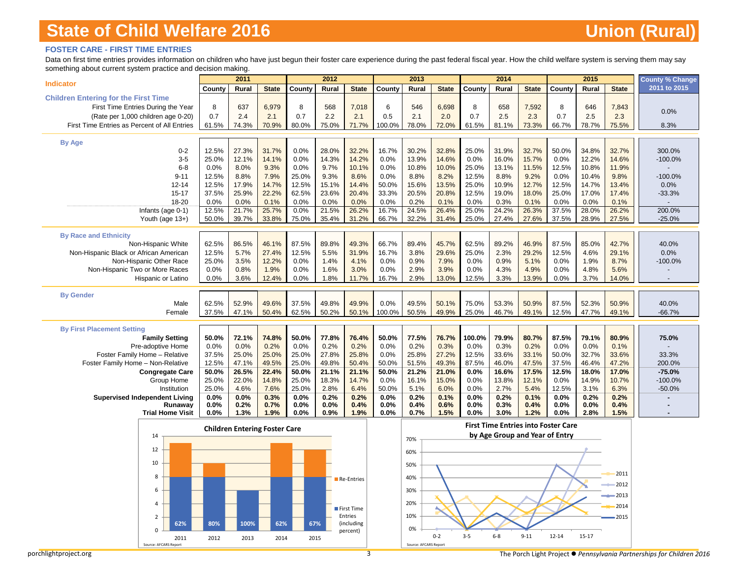# State of Child Welfare 2016 — Union (Rural)

## FOSTER CARE - FIRST TIME ENTRIES

Data on first time entries provides information on children who have just begun their foster care experience during the past federal fiscal year. How the child welfare system is serving them may say something about current system practice and decision making.

| Indicator | 2011 County | 2011 Rural | 2011 State | 2012 County | 2012 Rural | 2012 State | 2013 County | 2013 Rural | 2013 State | 2014 County | 2014 Rural | 2014 State | 2015 County | 2015 Rural | 2015 State | County % Change 2011 to 2015 |
|---|---|---|---|---|---|---|---|---|---|---|---|---|---|---|---|---|
| **Children Entering for the First Time** | | | | | | | | | | | | | | | | |
| First Time Entries During the Year | 8 | 637 | 6,979 | 8 | 568 | 7,018 | 6 | 546 | 6,698 | 8 | 658 | 7,592 | 8 | 646 | 7,843 | 0.0% |
| (Rate per 1,000 children age 0-20) | 0.7 | 2.4 | 2.1 | 0.7 | 2.2 | 2.1 | 0.5 | 2.1 | 2.0 | 0.7 | 2.5 | 2.3 | 0.7 | 2.5 | 2.3 | |
| First Time Entries as Percent of All Entries | 61.5% | 74.3% | 70.9% | 80.0% | 75.0% | 71.7% | 100.0% | 78.0% | 72.0% | 61.5% | 81.1% | 73.3% | 66.7% | 78.7% | 75.5% | 8.3% |
| **By Age** | | | | | | | | | | | | | | | | |
| 0-2 | 12.5% | 27.3% | 31.7% | 0.0% | 28.0% | 32.2% | 16.7% | 30.2% | 32.8% | 25.0% | 31.9% | 32.7% | 50.0% | 34.8% | 32.7% | 300.0% |
| 3-5 | 25.0% | 12.1% | 14.1% | 0.0% | 14.3% | 14.2% | 0.0% | 13.9% | 14.6% | 0.0% | 16.0% | 15.7% | 0.0% | 12.2% | 14.6% | -100.0% |
| 6-8 | 0.0% | 8.0% | 9.3% | 0.0% | 9.7% | 10.1% | 0.0% | 10.8% | 10.0% | 25.0% | 13.1% | 11.5% | 12.5% | 10.8% | 11.9% | - |
| 9-11 | 12.5% | 8.8% | 7.9% | 25.0% | 9.3% | 8.6% | 0.0% | 8.8% | 8.2% | 12.5% | 8.8% | 9.2% | 0.0% | 10.4% | 9.8% | -100.0% |
| 12-14 | 12.5% | 17.9% | 14.7% | 12.5% | 15.1% | 14.4% | 50.0% | 15.6% | 13.5% | 25.0% | 10.9% | 12.7% | 12.5% | 14.7% | 13.4% | 0.0% |
| 15-17 | 37.5% | 25.9% | 22.2% | 62.5% | 23.6% | 20.4% | 33.3% | 20.5% | 20.8% | 12.5% | 19.0% | 18.0% | 25.0% | 17.0% | 17.4% | -33.3% |
| 18-20 | 0.0% | 0.0% | 0.1% | 0.0% | 0.0% | 0.0% | 0.0% | 0.2% | 0.1% | 0.0% | 0.3% | 0.1% | 0.0% | 0.0% | 0.1% | - |
| Infants (age 0-1) | 12.5% | 21.7% | 25.7% | 0.0% | 21.5% | 26.2% | 16.7% | 24.5% | 26.4% | 25.0% | 24.2% | 26.3% | 37.5% | 28.0% | 26.2% | 200.0% |
| Youth (age 13+) | 50.0% | 39.7% | 33.8% | 75.0% | 35.4% | 31.2% | 66.7% | 32.2% | 31.4% | 25.0% | 27.4% | 27.6% | 37.5% | 28.9% | 27.5% | -25.0% |
| **By Race and Ethnicity** | | | | | | | | | | | | | | | | |
| Non-Hispanic White | 62.5% | 86.5% | 46.1% | 87.5% | 89.8% | 49.3% | 66.7% | 89.4% | 45.7% | 62.5% | 89.2% | 46.9% | 87.5% | 85.0% | 42.7% | 40.0% |
| Non-Hispanic Black or African American | 12.5% | 5.7% | 27.4% | 12.5% | 5.5% | 31.9% | 16.7% | 3.8% | 29.6% | 25.0% | 2.3% | 29.2% | 12.5% | 4.6% | 29.1% | 0.0% |
| Non-Hispanic Other Race | 25.0% | 3.5% | 12.2% | 0.0% | 1.4% | 4.1% | 0.0% | 0.9% | 7.9% | 0.0% | 0.9% | 5.1% | 0.0% | 1.9% | 8.7% | -100.0% |
| Non-Hispanic Two or More Races | 0.0% | 0.8% | 1.9% | 0.0% | 1.6% | 3.0% | 0.0% | 2.9% | 3.9% | 0.0% | 4.3% | 4.9% | 0.0% | 4.8% | 5.6% | - |
| Hispanic or Latino | 0.0% | 3.6% | 12.4% | 0.0% | 1.8% | 11.7% | 16.7% | 2.9% | 13.0% | 12.5% | 3.3% | 13.9% | 0.0% | 3.7% | 14.0% | - |
| **By Gender** | | | | | | | | | | | | | | | | |
| Male | 62.5% | 52.9% | 49.6% | 37.5% | 49.8% | 49.9% | 0.0% | 49.5% | 50.1% | 75.0% | 53.3% | 50.9% | 87.5% | 52.3% | 50.9% | 40.0% |
| Female | 37.5% | 47.1% | 50.4% | 62.5% | 50.2% | 50.1% | 100.0% | 50.5% | 49.9% | 25.0% | 46.7% | 49.1% | 12.5% | 47.7% | 49.1% | -66.7% |
| **By First Placement Setting** | | | | | | | | | | | | | | | | |
| **Family Setting** | **50.0%** | **72.1%** | **74.8%** | **50.0%** | **77.8%** | **76.4%** | **50.0%** | **77.5%** | **76.7%** | **100.0%** | **79.9%** | **80.7%** | **87.5%** | **79.1%** | **80.9%** | **75.0%** |
| Pre-adoptive Home | 0.0% | 0.0% | 0.2% | 0.0% | 0.2% | 0.2% | 0.0% | 0.2% | 0.3% | 0.0% | 0.3% | 0.2% | 0.0% | 0.0% | 0.1% | - |
| Foster Family Home – Relative | 37.5% | 25.0% | 25.0% | 25.0% | 27.8% | 25.8% | 0.0% | 25.8% | 27.2% | 12.5% | 33.6% | 33.1% | 50.0% | 32.7% | 33.6% | 33.3% |
| Foster Family Home – Non-Relative | 12.5% | 47.1% | 49.5% | 25.0% | 49.8% | 50.4% | 50.0% | 51.5% | 49.3% | 87.5% | 46.0% | 47.5% | 37.5% | 46.4% | 47.2% | 200.0% |
| **Congregate Care** | **50.0%** | **26.5%** | **22.4%** | **50.0%** | **21.1%** | **21.1%** | **50.0%** | **21.2%** | **21.0%** | **0.0%** | **16.6%** | **17.5%** | **12.5%** | **18.0%** | **17.0%** | **-75.0%** |
| Group Home | 25.0% | 22.0% | 14.8% | 25.0% | 18.3% | 14.7% | 0.0% | 16.1% | 15.0% | 0.0% | 13.8% | 12.1% | 0.0% | 14.9% | 10.7% | -100.0% |
| Institution | 25.0% | 4.6% | 7.6% | 25.0% | 2.8% | 6.4% | 50.0% | 5.1% | 6.0% | 0.0% | 2.7% | 5.4% | 12.5% | 3.1% | 6.3% | -50.0% |
| **Supervised Independent Living** | **0.0%** | **0.0%** | **0.3%** | **0.0%** | **0.2%** | **0.2%** | **0.0%** | **0.2%** | **0.1%** | **0.0%** | **0.2%** | **0.1%** | **0.0%** | **0.2%** | **0.2%** | **-** |
| **Runaway** | **0.0%** | **0.2%** | **0.7%** | **0.0%** | **0.0%** | **0.4%** | **0.0%** | **0.4%** | **0.6%** | **0.0%** | **0.3%** | **0.4%** | **0.0%** | **0.0%** | **0.4%** | **-** |
| **Trial Home Visit** | **0.0%** | **1.3%** | **1.9%** | **0.0%** | **0.9%** | **1.9%** | **0.0%** | **0.7%** | **1.5%** | **0.0%** | **3.0%** | **1.2%** | **0.0%** | **2.8%** | **1.5%** | **-** |

**Children Entering Foster Care**

| Year | First Time Entries (including percent) | Re-Entries | Total |
|---|---|---|---|
| 2011 | 8 (62%) | 5 | 13 |
| 2012 | 8 (80%) | 2 | 10 |
| 2013 | 6 (100%) | 0 | 6 |
| 2014 | 8 (62%) | 5 | 13 |
| 2015 | 8 (67%) | 4 | 12 |

Source: AFCARS Report

**First Time Entries into Foster Care by Age Group and Year of Entry**

Source: AFCARS Report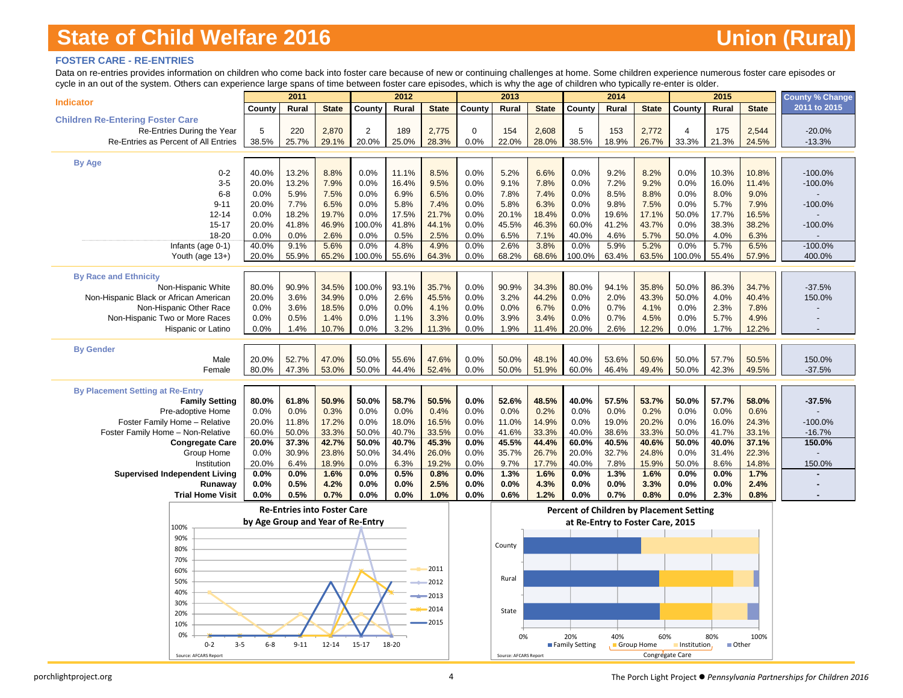# State of Child Welfare 2016 — Union (Rural)

## FOSTER CARE - RE-ENTRIES

Data on re-entries provides information on children who come back into foster care because of new or continuing challenges at home. Some children experience numerous foster care episodes or cycle in an out of the system. Others can experience large spans of time between foster care episodes, which is why the age of children who typically re-enter is older.

| Indicator | 2011 | | | 2012 | | | 2013 | | | 2014 | | | 2015 | | | County % Change 2011 to 2015 |
|---|---|---|---|---|---|---|---|---|---|---|---|---|---|---|---|---|
| | County | Rural | State | County | Rural | State | County | Rural | State | County | Rural | State | County | Rural | State | |
| **Children Re-Entering Foster Care** | | | | | | | | | | | | | | | | |
| Re-Entries During the Year | 5 | 220 | 2,870 | 2 | 189 | 2,775 | 0 | 154 | 2,608 | 5 | 153 | 2,772 | 4 | 175 | 2,544 | -20.0% |
| Re-Entries as Percent of All Entries | 38.5% | 25.7% | 29.1% | 20.0% | 25.0% | 28.3% | 0.0% | 22.0% | 28.0% | 38.5% | 18.9% | 26.7% | 33.3% | 21.3% | 24.5% | -13.3% |
| **By Age** | | | | | | | | | | | | | | | | |
| 0-2 | 40.0% | 13.2% | 8.8% | 0.0% | 11.1% | 8.5% | 0.0% | 5.2% | 6.6% | 0.0% | 9.2% | 8.2% | 0.0% | 10.3% | 10.8% | -100.0% |
| 3-5 | 20.0% | 13.2% | 7.9% | 0.0% | 16.4% | 9.5% | 0.0% | 9.1% | 7.8% | 0.0% | 7.2% | 9.2% | 0.0% | 16.0% | 11.4% | -100.0% |
| 6-8 | 0.0% | 5.9% | 7.5% | 0.0% | 6.9% | 6.5% | 0.0% | 7.8% | 7.4% | 0.0% | 8.5% | 8.8% | 0.0% | 8.0% | 9.0% | - |
| 9-11 | 20.0% | 7.7% | 6.5% | 0.0% | 5.8% | 7.4% | 0.0% | 5.8% | 6.3% | 0.0% | 9.8% | 7.5% | 0.0% | 5.7% | 7.9% | -100.0% |
| 12-14 | 0.0% | 18.2% | 19.7% | 0.0% | 17.5% | 21.7% | 0.0% | 20.1% | 18.4% | 0.0% | 19.6% | 17.1% | 50.0% | 17.7% | 16.5% | - |
| 15-17 | 20.0% | 41.8% | 46.9% | 100.0% | 41.8% | 44.1% | 0.0% | 45.5% | 46.3% | 60.0% | 41.2% | 43.7% | 0.0% | 38.3% | 38.2% | -100.0% |
| 18-20 | 0.0% | 0.0% | 2.6% | 0.0% | 0.5% | 2.5% | 0.0% | 6.5% | 7.1% | 40.0% | 4.6% | 5.7% | 50.0% | 4.0% | 6.3% | - |
| Infants (age 0-1) | 40.0% | 9.1% | 5.6% | 0.0% | 4.8% | 4.9% | 0.0% | 2.6% | 3.8% | 0.0% | 5.9% | 5.2% | 0.0% | 5.7% | 6.5% | -100.0% |
| Youth (age 13+) | 20.0% | 55.9% | 65.2% | 100.0% | 55.6% | 64.3% | 0.0% | 68.2% | 68.6% | 100.0% | 63.4% | 63.5% | 100.0% | 55.4% | 57.9% | 400.0% |
| **By Race and Ethnicity** | | | | | | | | | | | | | | | | |
| Non-Hispanic White | 80.0% | 90.9% | 34.5% | 100.0% | 93.1% | 35.7% | 0.0% | 90.9% | 34.3% | 80.0% | 94.1% | 35.8% | 50.0% | 86.3% | 34.7% | -37.5% |
| Non-Hispanic Black or African American | 20.0% | 3.6% | 34.9% | 0.0% | 2.6% | 45.5% | 0.0% | 3.2% | 44.2% | 0.0% | 2.0% | 43.3% | 50.0% | 4.0% | 40.4% | 150.0% |
| Non-Hispanic Other Race | 0.0% | 3.6% | 18.5% | 0.0% | 0.0% | 4.1% | 0.0% | 0.0% | 6.7% | 0.0% | 0.7% | 4.1% | 0.0% | 2.3% | 7.8% | - |
| Non-Hispanic Two or More Races | 0.0% | 0.5% | 1.4% | 0.0% | 1.1% | 3.3% | 0.0% | 3.9% | 3.4% | 0.0% | 0.7% | 4.5% | 0.0% | 5.7% | 4.9% | - |
| Hispanic or Latino | 0.0% | 1.4% | 10.7% | 0.0% | 3.2% | 11.3% | 0.0% | 1.9% | 11.4% | 20.0% | 2.6% | 12.2% | 0.0% | 1.7% | 12.2% | - |
| **By Gender** | | | | | | | | | | | | | | | | |
| Male | 20.0% | 52.7% | 47.0% | 50.0% | 55.6% | 47.6% | 0.0% | 50.0% | 48.1% | 40.0% | 53.6% | 50.6% | 50.0% | 57.7% | 50.5% | 150.0% |
| Female | 80.0% | 47.3% | 53.0% | 50.0% | 44.4% | 52.4% | 0.0% | 50.0% | 51.9% | 60.0% | 46.4% | 49.4% | 50.0% | 42.3% | 49.5% | -37.5% |
| **By Placement Setting at Re-Entry** | | | | | | | | | | | | | | | | |
| **Family Setting** | **80.0%** | **61.8%** | **50.9%** | **50.0%** | **58.7%** | **50.5%** | **0.0%** | **52.6%** | **48.5%** | **40.0%** | **57.5%** | **53.7%** | **50.0%** | **57.7%** | **58.0%** | **-37.5%** |
| Pre-adoptive Home | 0.0% | 0.0% | 0.3% | 0.0% | 0.0% | 0.4% | 0.0% | 0.0% | 0.2% | 0.0% | 0.0% | 0.2% | 0.0% | 0.0% | 0.6% | - |
| Foster Family Home – Relative | 20.0% | 11.8% | 17.2% | 0.0% | 18.0% | 16.5% | 0.0% | 11.0% | 14.9% | 0.0% | 19.0% | 20.2% | 0.0% | 16.0% | 24.3% | -100.0% |
| Foster Family Home – Non-Relative | 60.0% | 50.0% | 33.3% | 50.0% | 40.7% | 33.5% | 0.0% | 41.6% | 33.3% | 40.0% | 38.6% | 33.3% | 50.0% | 41.7% | 33.1% | -16.7% |
| **Congregate Care** | **20.0%** | **37.3%** | **42.7%** | **50.0%** | **40.7%** | **45.3%** | **0.0%** | **45.5%** | **44.4%** | **60.0%** | **40.5%** | **40.6%** | **50.0%** | **40.0%** | **37.1%** | **150.0%** |
| Group Home | 0.0% | 30.9% | 23.8% | 50.0% | 34.4% | 26.0% | 0.0% | 35.7% | 26.7% | 20.0% | 32.7% | 24.8% | 0.0% | 31.4% | 22.3% | - |
| Institution | 20.0% | 6.4% | 18.9% | 0.0% | 6.3% | 19.2% | 0.0% | 9.7% | 17.7% | 40.0% | 7.8% | 15.9% | 50.0% | 8.6% | 14.8% | 150.0% |
| **Supervised Independent Living** | **0.0%** | **0.0%** | **1.6%** | **0.0%** | **0.5%** | **0.8%** | **0.0%** | **1.3%** | **1.6%** | **0.0%** | **1.3%** | **1.6%** | **0.0%** | **0.0%** | **1.7%** | **-** |
| **Runaway** | **0.0%** | **0.5%** | **4.2%** | **0.0%** | **0.0%** | **2.5%** | **0.0%** | **0.0%** | **4.3%** | **0.0%** | **0.0%** | **3.3%** | **0.0%** | **0.0%** | **2.4%** | **-** |
| **Trial Home Visit** | **0.0%** | **0.5%** | **0.7%** | **0.0%** | **0.0%** | **1.0%** | **0.0%** | **0.6%** | **1.2%** | **0.0%** | **0.7%** | **0.8%** | **0.0%** | **2.3%** | **0.8%** | **-** |

**Re-Entries into Foster Care by Age Group and Year of Re-Entry**

Source: AFCARS Report

**Percent of Children by Placement Setting at Re-Entry to Foster Care, 2015**

Source: AFCARS Report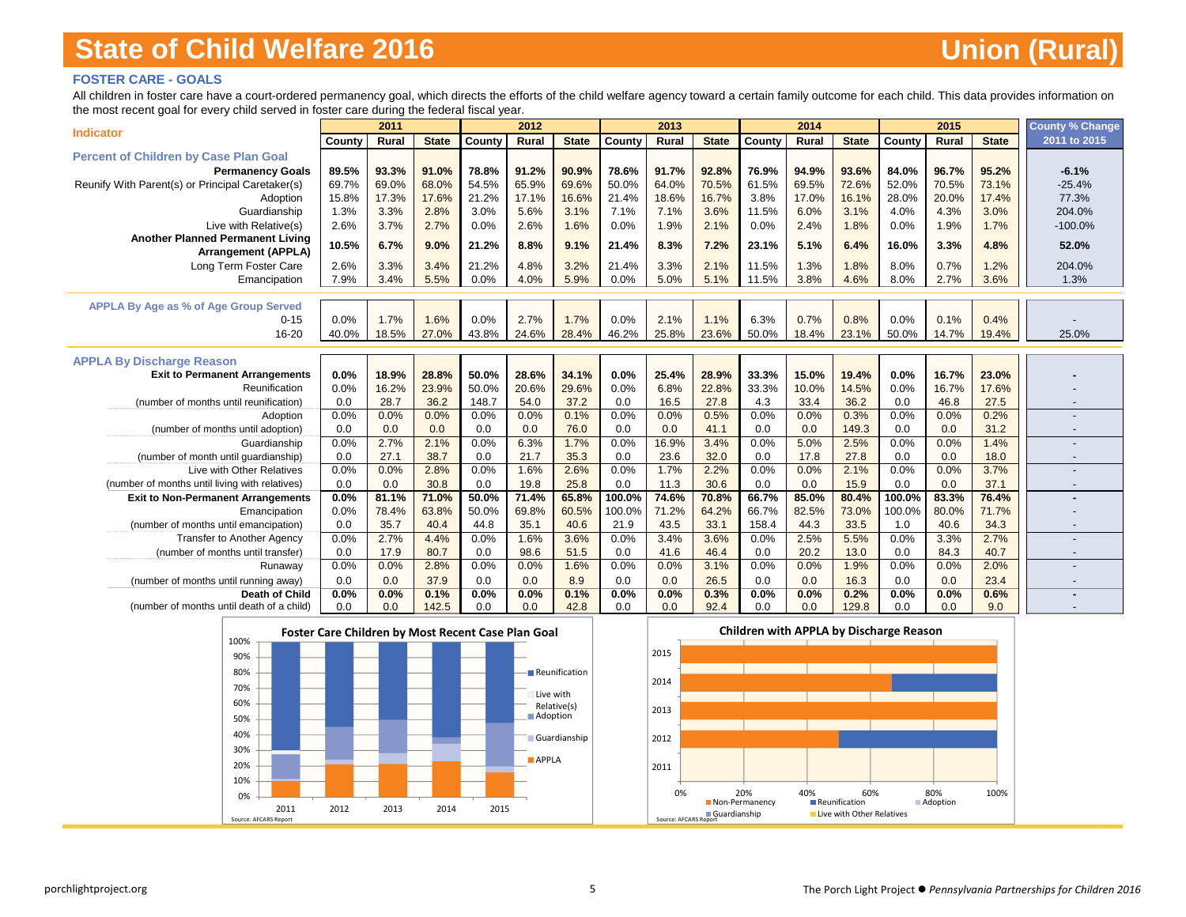# State of Child Welfare 2016 — Union (Rural)

## FOSTER CARE - GOALS

All children in foster care have a court-ordered permanency goal, which directs the efforts of the child welfare agency toward a certain family outcome for each child. This data provides information on the most recent goal for every child served in foster care during the federal fiscal year.

| Indicator | 2011 | | | 2012 | | | 2013 | | | 2014 | | | 2015 | | | County % Change 2011 to 2015 |
|---|---|---|---|---|---|---|---|---|---|---|---|---|---|---|---|---|
| | County | Rural | State | County | Rural | State | County | Rural | State | County | Rural | State | County | Rural | State | |
| **Percent of Children by Case Plan Goal** | | | | | | | | | | | | | | | | |
| **Permanency Goals** | **89.5%** | **93.3%** | **91.0%** | **78.8%** | **91.2%** | **90.9%** | **78.6%** | **91.7%** | **92.8%** | **76.9%** | **94.9%** | **93.6%** | **84.0%** | **96.7%** | **95.2%** | **-6.1%** |
| Reunify With Parent(s) or Principal Caretaker(s) | 69.7% | 69.0% | 68.0% | 54.5% | 65.9% | 69.6% | 50.0% | 64.0% | 70.5% | 61.5% | 69.5% | 72.6% | 52.0% | 70.5% | 73.1% | -25.4% |
| Adoption | 15.8% | 17.3% | 17.6% | 21.2% | 17.1% | 16.6% | 21.4% | 18.6% | 16.7% | 3.8% | 17.0% | 16.1% | 28.0% | 20.0% | 17.4% | 77.3% |
| Guardianship | 1.3% | 3.3% | 2.8% | 3.0% | 5.6% | 3.1% | 7.1% | 7.1% | 3.6% | 11.5% | 6.0% | 3.1% | 4.0% | 4.3% | 3.0% | 204.0% |
| Live with Relative(s) | 2.6% | 3.7% | 2.7% | 0.0% | 2.6% | 1.6% | 0.0% | 1.9% | 2.1% | 0.0% | 2.4% | 1.8% | 0.0% | 1.9% | 1.7% | -100.0% |
| **Another Planned Permanent Living Arrangement (APPLA)** | **10.5%** | **6.7%** | **9.0%** | **21.2%** | **8.8%** | **9.1%** | **21.4%** | **8.3%** | **7.2%** | **23.1%** | **5.1%** | **6.4%** | **16.0%** | **3.3%** | **4.8%** | **52.0%** |
| Long Term Foster Care | 2.6% | 3.3% | 3.4% | 21.2% | 4.8% | 3.2% | 21.4% | 3.3% | 2.1% | 11.5% | 1.3% | 1.8% | 8.0% | 0.7% | 1.2% | 204.0% |
| Emancipation | 7.9% | 3.4% | 5.5% | 0.0% | 4.0% | 5.9% | 0.0% | 5.0% | 5.1% | 11.5% | 3.8% | 4.6% | 8.0% | 2.7% | 3.6% | 1.3% |
| **APPLA By Age as % of Age Group Served** | | | | | | | | | | | | | | | | |
| 0-15 | 0.0% | 1.7% | 1.6% | 0.0% | 2.7% | 1.7% | 0.0% | 2.1% | 1.1% | 6.3% | 0.7% | 0.8% | 0.0% | 0.1% | 0.4% | - |
| 16-20 | 40.0% | 18.5% | 27.0% | 43.8% | 24.6% | 28.4% | 46.2% | 25.8% | 23.6% | 50.0% | 18.4% | 23.1% | 50.0% | 14.7% | 19.4% | 25.0% |
| **APPLA By Discharge Reason** | | | | | | | | | | | | | | | | |
| **Exit to Permanent Arrangements** | **0.0%** | **18.9%** | **28.8%** | **50.0%** | **28.6%** | **34.1%** | **0.0%** | **25.4%** | **28.9%** | **33.3%** | **15.0%** | **19.4%** | **0.0%** | **16.7%** | **23.0%** | **-** |
| Reunification | 0.0% | 16.2% | 23.9% | 50.0% | 20.6% | 29.6% | 0.0% | 6.8% | 22.8% | 33.3% | 10.0% | 14.5% | 0.0% | 16.7% | 17.6% | - |
| (number of months until reunification) | 0.0 | 28.7 | 36.2 | 148.7 | 54.0 | 37.2 | 0.0 | 16.5 | 27.8 | 4.3 | 33.4 | 36.2 | 0.0 | 46.8 | 27.5 | - |
| Adoption | 0.0% | 0.0% | 0.0% | 0.0% | 0.0% | 0.1% | 0.0% | 0.0% | 0.5% | 0.0% | 0.0% | 0.3% | 0.0% | 0.0% | 0.2% | - |
| (number of months until adoption) | 0.0 | 0.0 | 0.0 | 0.0 | 0.0 | 76.0 | 0.0 | 0.0 | 41.1 | 0.0 | 0.0 | 149.3 | 0.0 | 0.0 | 31.2 | - |
| Guardianship | 0.0% | 2.7% | 2.1% | 0.0% | 6.3% | 1.7% | 0.0% | 16.9% | 3.4% | 0.0% | 5.0% | 2.5% | 0.0% | 0.0% | 1.4% | - |
| (number of month until guardianship) | 0.0 | 27.1 | 38.7 | 0.0 | 21.7 | 35.3 | 0.0 | 23.6 | 32.0 | 0.0 | 17.8 | 27.8 | 0.0 | 0.0 | 18.0 | - |
| Live with Other Relatives | 0.0% | 0.0% | 2.8% | 0.0% | 1.6% | 2.6% | 0.0% | 1.7% | 2.2% | 0.0% | 0.0% | 2.1% | 0.0% | 0.0% | 3.7% | - |
| (number of months until living with relatives) | 0.0 | 0.0 | 30.8 | 0.0 | 19.8 | 25.8 | 0.0 | 11.3 | 30.6 | 0.0 | 0.0 | 15.9 | 0.0 | 0.0 | 37.1 | - |
| **Exit to Non-Permanent Arrangements** | **0.0%** | **81.1%** | **71.0%** | **50.0%** | **71.4%** | **65.8%** | **100.0%** | **74.6%** | **70.8%** | **66.7%** | **85.0%** | **80.4%** | **100.0%** | **83.3%** | **76.4%** | **-** |
| Emancipation | 0.0% | 78.4% | 63.8% | 50.0% | 69.8% | 60.5% | 100.0% | 71.2% | 64.2% | 66.7% | 82.5% | 73.0% | 100.0% | 80.0% | 71.7% | - |
| (number of months until emancipation) | 0.0 | 35.7 | 40.4 | 44.8 | 35.1 | 40.6 | 21.9 | 43.5 | 33.1 | 158.4 | 44.3 | 33.5 | 1.0 | 40.6 | 34.3 | - |
| Transfer to Another Agency | 0.0% | 2.7% | 4.4% | 0.0% | 1.6% | 3.6% | 0.0% | 3.4% | 3.6% | 0.0% | 2.5% | 5.5% | 0.0% | 3.3% | 2.7% | - |
| (number of months until transfer) | 0.0 | 17.9 | 80.7 | 0.0 | 98.6 | 51.5 | 0.0 | 41.6 | 46.4 | 0.0 | 20.2 | 13.0 | 0.0 | 84.3 | 40.7 | - |
| Runaway | 0.0% | 0.0% | 2.8% | 0.0% | 0.0% | 1.6% | 0.0% | 0.0% | 3.1% | 0.0% | 0.0% | 1.9% | 0.0% | 0.0% | 2.0% | - |
| (number of months until running away) | 0.0 | 0.0 | 37.9 | 0.0 | 0.0 | 8.9 | 0.0 | 0.0 | 26.5 | 0.0 | 0.0 | 16.3 | 0.0 | 0.0 | 23.4 | - |
| **Death of Child** | **0.0%** | **0.0%** | **0.1%** | **0.0%** | **0.0%** | **0.1%** | **0.0%** | **0.0%** | **0.3%** | **0.0%** | **0.0%** | **0.2%** | **0.0%** | **0.0%** | **0.6%** | **-** |
| (number of months until death of a child) | 0.0 | 0.0 | 142.5 | 0.0 | 0.0 | 42.8 | 0.0 | 0.0 | 92.4 | 0.0 | 0.0 | 129.8 | 0.0 | 0.0 | 9.0 | - |

**Foster Care Children by Most Recent Case Plan Goal**

Source: AFCARS Report

**Children with APPLA by Discharge Reason**

Source: AFCARS Report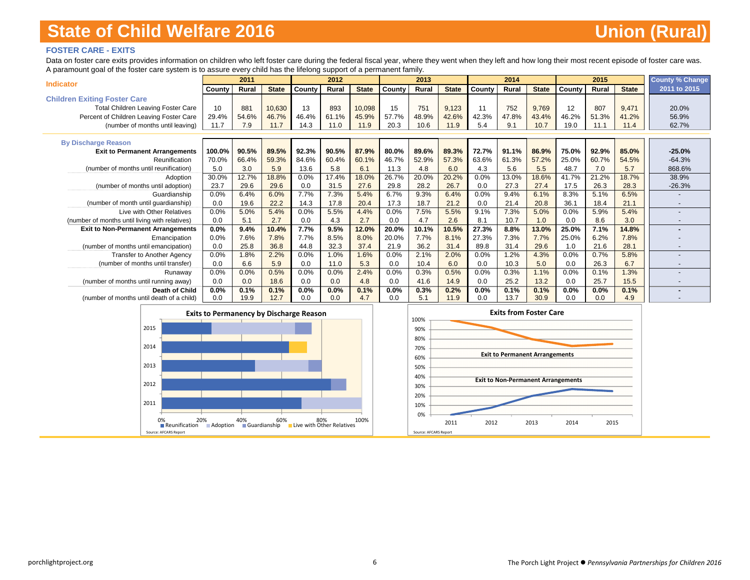# State of Child Welfare 2016

## Union (Rural)

### FOSTER CARE - EXITS

Data on foster care exits provides information on children who left foster care during the federal fiscal year, where they went when they left and how long their most recent episode of foster care was. A paramount goal of the foster care system is to assure every child has the lifelong support of a permanent family.

| Indicator | 2011 | | | 2012 | | | 2013 | | | 2014 | | | 2015 | | | County % Change 2011 to 2015 |
|---|---|---|---|---|---|---|---|---|---|---|---|---|---|---|---|---|
| | County | Rural | State | County | Rural | State | County | Rural | State | County | Rural | State | County | Rural | State | |
| **Children Exiting Foster Care** | | | | | | | | | | | | | | | | |
| Total Children Leaving Foster Care | 10 | 881 | 10,630 | 13 | 893 | 10,098 | 15 | 751 | 9,123 | 11 | 752 | 9,769 | 12 | 807 | 9,471 | 20.0% |
| Percent of Children Leaving Foster Care | 29.4% | 54.6% | 46.7% | 46.4% | 61.1% | 45.9% | 57.7% | 48.9% | 42.6% | 42.3% | 47.8% | 43.4% | 46.2% | 51.3% | 41.2% | 56.9% |
| (number of months until leaving) | 11.7 | 7.9 | 11.7 | 14.3 | 11.0 | 11.9 | 20.3 | 10.6 | 11.9 | 5.4 | 9.1 | 10.7 | 19.0 | 11.1 | 11.4 | 62.7% |
| **By Discharge Reason** | | | | | | | | | | | | | | | | |
| **Exit to Permanent Arrangements** | **100.0%** | **90.5%** | **89.5%** | **92.3%** | **90.5%** | **87.9%** | **80.0%** | **89.6%** | **89.3%** | **72.7%** | **91.1%** | **86.9%** | **75.0%** | **92.9%** | **85.0%** | **-25.0%** |
| Reunification | 70.0% | 66.4% | 59.3% | 84.6% | 60.4% | 60.1% | 46.7% | 52.9% | 57.3% | 63.6% | 61.3% | 57.2% | 25.0% | 60.7% | 54.5% | -64.3% |
| (number of months until reunification) | 5.0 | 3.0 | 5.9 | 13.6 | 5.8 | 6.1 | 11.3 | 4.8 | 6.0 | 4.3 | 5.6 | 5.5 | 48.7 | 7.0 | 5.7 | 868.6% |
| Adoption | 30.0% | 12.7% | 18.8% | 0.0% | 17.4% | 18.0% | 26.7% | 20.0% | 20.2% | 0.0% | 13.0% | 18.6% | 41.7% | 21.2% | 18.7% | 38.9% |
| (number of months until adoption) | 23.7 | 29.6 | 29.6 | 0.0 | 31.5 | 27.6 | 29.8 | 28.2 | 26.7 | 0.0 | 27.3 | 27.4 | 17.5 | 26.3 | 28.3 | -26.3% |
| Guardianship | 0.0% | 6.4% | 6.0% | 7.7% | 7.3% | 5.4% | 6.7% | 9.3% | 6.4% | 0.0% | 9.4% | 6.1% | 8.3% | 5.1% | 6.5% | - |
| (number of month until guardianship) | 0.0 | 19.6 | 22.2 | 14.3 | 17.8 | 20.4 | 17.3 | 18.7 | 21.2 | 0.0 | 21.4 | 20.8 | 36.1 | 18.4 | 21.1 | - |
| Live with Other Relatives | 0.0% | 5.0% | 5.4% | 0.0% | 5.5% | 4.4% | 0.0% | 7.5% | 5.5% | 9.1% | 7.3% | 5.0% | 0.0% | 5.9% | 5.4% | - |
| (number of months until living with relatives) | 0.0 | 5.1 | 2.7 | 0.0 | 4.3 | 2.7 | 0.0 | 4.7 | 2.6 | 8.1 | 10.7 | 1.0 | 0.0 | 8.6 | 3.0 | - |
| **Exit to Non-Permanent Arrangements** | **0.0%** | **9.4%** | **10.4%** | **7.7%** | **9.5%** | **12.0%** | **20.0%** | **10.1%** | **10.5%** | **27.3%** | **8.8%** | **13.0%** | **25.0%** | **7.1%** | **14.8%** | **-** |
| Emancipation | 0.0% | 7.6% | 7.8% | 7.7% | 8.5% | 8.0% | 20.0% | 7.7% | 8.1% | 27.3% | 7.3% | 7.7% | 25.0% | 6.2% | 7.8% | - |
| (number of months until emancipation) | 0.0 | 25.8 | 36.8 | 44.8 | 32.3 | 37.4 | 21.9 | 36.2 | 31.4 | 89.8 | 31.4 | 29.6 | 1.0 | 21.6 | 28.1 | - |
| Transfer to Another Agency | 0.0% | 1.8% | 2.2% | 0.0% | 1.0% | 1.6% | 0.0% | 2.1% | 2.0% | 0.0% | 1.2% | 4.3% | 0.0% | 0.7% | 5.8% | - |
| (number of months until transfer) | 0.0 | 6.6 | 5.9 | 0.0 | 11.0 | 5.3 | 0.0 | 10.4 | 6.0 | 0.0 | 10.3 | 5.0 | 0.0 | 26.3 | 6.7 | - |
| Runaway | 0.0% | 0.0% | 0.5% | 0.0% | 0.0% | 2.4% | 0.0% | 0.3% | 0.5% | 0.0% | 0.3% | 1.1% | 0.0% | 0.1% | 1.3% | - |
| (number of months until running away) | 0.0 | 0.0 | 18.6 | 0.0 | 0.0 | 4.8 | 0.0 | 41.6 | 14.9 | 0.0 | 25.2 | 13.2 | 0.0 | 25.7 | 15.5 | - |
| **Death of Child** | **0.0%** | **0.1%** | **0.1%** | **0.0%** | **0.0%** | **0.1%** | **0.0%** | **0.3%** | **0.2%** | **0.0%** | **0.1%** | **0.1%** | **0.0%** | **0.0%** | **0.1%** | **-** |
| (number of months until death of a child) | 0.0 | 19.9 | 12.7 | 0.0 | 0.0 | 4.7 | 0.0 | 5.1 | 11.9 | 0.0 | 13.7 | 30.9 | 0.0 | 0.0 | 4.9 | - |

**Exits to Permanency by Discharge Reason**

Legend: Reunification, Adoption, Guardianship, Live with Other Relatives

Source: AFCARS Report

**Exits from Foster Care**

Exit to Permanent Arrangements; Exit to Non-Permanent Arrangements

Source: AFCARS Report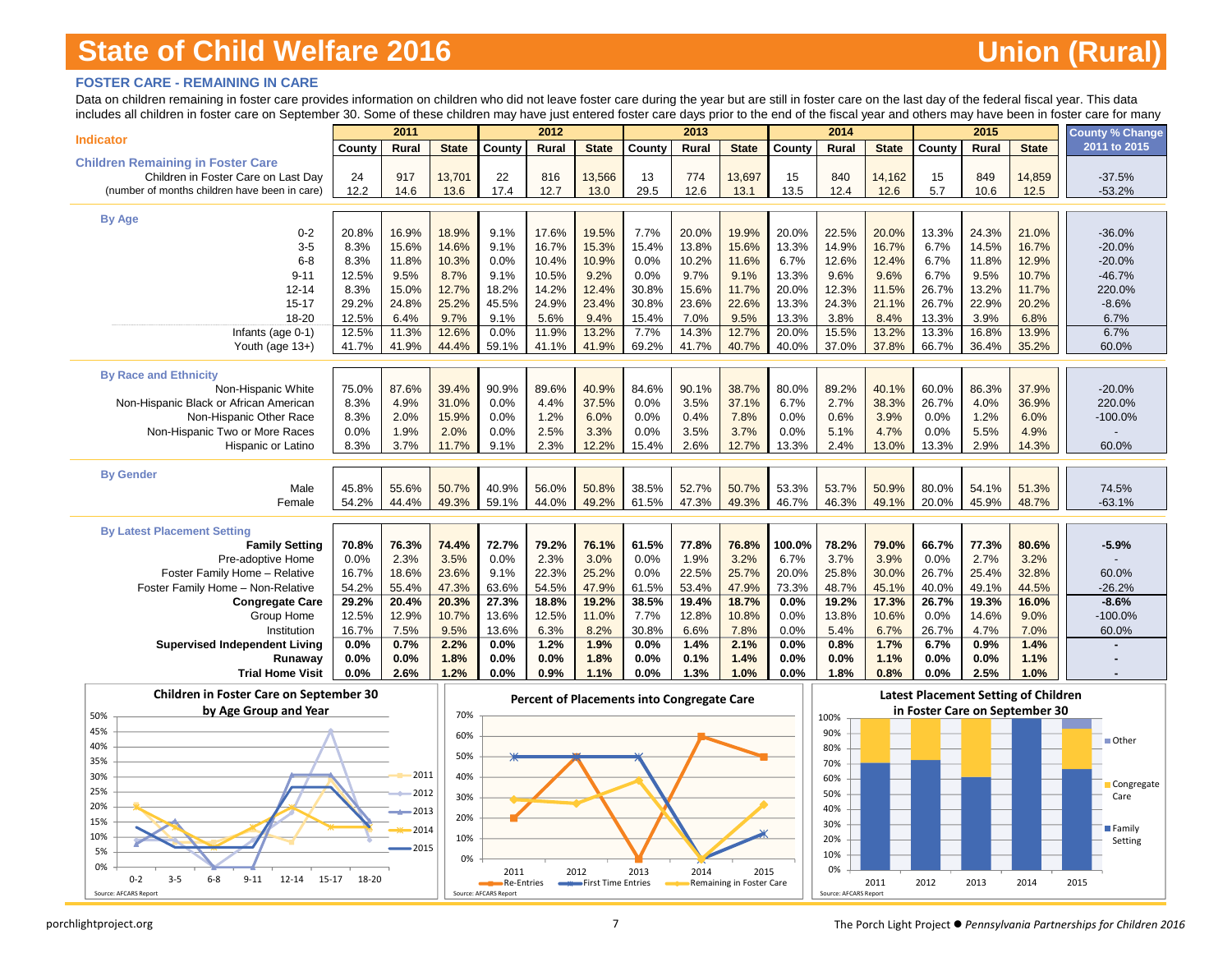# State of Child Welfare 2016

# Union (Rural)

### FOSTER CARE - REMAINING IN CARE

Data on children remaining in foster care provides information on children who did not leave foster care during the year but are still in foster care on the last day of the federal fiscal year. This data includes all children in foster care on September 30. Some of these children may have just entered foster care days prior to the end of the fiscal year and others may have been in foster care for many

| Indicator | 2011 | | | 2012 | | | 2013 | | | 2014 | | | 2015 | | | County % Change 2011 to 2015 |
|---|---|---|---|---|---|---|---|---|---|---|---|---|---|---|---|---|
| | County | Rural | State | County | Rural | State | County | Rural | State | County | Rural | State | County | Rural | State | |
| **Children Remaining in Foster Care** | | | | | | | | | | | | | | | | |
| Children in Foster Care on Last Day | 24 | 917 | 13,701 | 22 | 816 | 13,566 | 13 | 774 | 13,697 | 15 | 840 | 14,162 | 15 | 849 | 14,859 | -37.5% |
| (number of months children have been in care) | 12.2 | 14.6 | 13.6 | 17.4 | 12.7 | 13.0 | 29.5 | 12.6 | 13.1 | 13.5 | 12.4 | 12.6 | 5.7 | 10.6 | 12.5 | -53.2% |
| **By Age** | | | | | | | | | | | | | | | | |
| 0-2 | 20.8% | 16.9% | 18.9% | 9.1% | 17.6% | 19.5% | 7.7% | 20.0% | 19.9% | 20.0% | 22.5% | 20.0% | 13.3% | 24.3% | 21.0% | -36.0% |
| 3-5 | 8.3% | 15.6% | 14.6% | 9.1% | 16.7% | 15.3% | 15.4% | 13.8% | 15.6% | 13.3% | 14.9% | 16.7% | 6.7% | 14.5% | 16.7% | -20.0% |
| 6-8 | 8.3% | 11.8% | 10.3% | 0.0% | 10.4% | 10.9% | 0.0% | 10.2% | 11.6% | 6.7% | 12.6% | 12.4% | 6.7% | 11.8% | 12.9% | -20.0% |
| 9-11 | 12.5% | 9.5% | 8.7% | 9.1% | 10.5% | 9.2% | 0.0% | 9.7% | 9.1% | 13.3% | 9.6% | 9.6% | 6.7% | 9.5% | 10.7% | -46.7% |
| 12-14 | 8.3% | 15.0% | 12.7% | 18.2% | 14.2% | 12.4% | 30.8% | 15.6% | 11.7% | 20.0% | 12.3% | 11.5% | 26.7% | 13.2% | 11.7% | 220.0% |
| 15-17 | 29.2% | 24.8% | 25.2% | 45.5% | 24.9% | 23.4% | 30.8% | 23.6% | 22.6% | 13.3% | 24.3% | 21.1% | 26.7% | 22.9% | 20.2% | -8.6% |
| 18-20 | 12.5% | 6.4% | 9.7% | 9.1% | 5.6% | 9.4% | 15.4% | 7.0% | 9.5% | 13.3% | 3.8% | 8.4% | 13.3% | 3.9% | 6.8% | 6.7% |
| Infants (age 0-1) | 12.5% | 11.3% | 12.6% | 0.0% | 11.9% | 13.2% | 7.7% | 14.3% | 12.7% | 20.0% | 15.5% | 13.2% | 13.3% | 16.8% | 13.9% | 6.7% |
| Youth (age 13+) | 41.7% | 41.9% | 44.4% | 59.1% | 41.1% | 41.9% | 69.2% | 41.7% | 40.7% | 40.0% | 37.0% | 37.8% | 66.7% | 36.4% | 35.2% | 60.0% |
| **By Race and Ethnicity** | | | | | | | | | | | | | | | | |
| Non-Hispanic White | 75.0% | 87.6% | 39.4% | 90.9% | 89.6% | 40.9% | 84.6% | 90.1% | 38.7% | 80.0% | 89.2% | 40.1% | 60.0% | 86.3% | 37.9% | -20.0% |
| Non-Hispanic Black or African American | 8.3% | 4.9% | 31.0% | 0.0% | 4.4% | 37.5% | 0.0% | 3.5% | 37.1% | 6.7% | 2.7% | 38.3% | 26.7% | 4.0% | 36.9% | 220.0% |
| Non-Hispanic Other Race | 8.3% | 2.0% | 15.9% | 0.0% | 1.2% | 6.0% | 0.0% | 0.4% | 7.8% | 0.0% | 0.6% | 3.9% | 0.0% | 1.2% | 6.0% | -100.0% |
| Non-Hispanic Two or More Races | 0.0% | 1.9% | 2.0% | 0.0% | 2.5% | 3.3% | 0.0% | 3.5% | 3.7% | 0.0% | 5.1% | 4.7% | 0.0% | 5.5% | 4.9% | - |
| Hispanic or Latino | 8.3% | 3.7% | 11.7% | 9.1% | 2.3% | 12.2% | 15.4% | 2.6% | 12.7% | 13.3% | 2.4% | 13.0% | 13.3% | 2.9% | 14.3% | 60.0% |
| **By Gender** | | | | | | | | | | | | | | | | |
| Male | 45.8% | 55.6% | 50.7% | 40.9% | 56.0% | 50.8% | 38.5% | 52.7% | 50.7% | 53.3% | 53.7% | 50.9% | 80.0% | 54.1% | 51.3% | 74.5% |
| Female | 54.2% | 44.4% | 49.3% | 59.1% | 44.0% | 49.2% | 61.5% | 47.3% | 49.3% | 46.7% | 46.3% | 49.1% | 20.0% | 45.9% | 48.7% | -63.1% |
| **By Latest Placement Setting** | | | | | | | | | | | | | | | | |
| **Family Setting** | **70.8%** | **76.3%** | **74.4%** | **72.7%** | **79.2%** | **76.1%** | **61.5%** | **77.8%** | **76.8%** | **100.0%** | **78.2%** | **79.0%** | **66.7%** | **77.3%** | **80.6%** | **-5.9%** |
| Pre-adoptive Home | 0.0% | 2.3% | 3.5% | 0.0% | 2.3% | 3.0% | 0.0% | 1.9% | 3.2% | 6.7% | 3.7% | 3.9% | 0.0% | 2.7% | 3.2% | - |
| Foster Family Home – Relative | 16.7% | 18.6% | 23.6% | 9.1% | 22.3% | 25.2% | 0.0% | 22.5% | 25.7% | 20.0% | 25.8% | 30.0% | 26.7% | 25.4% | 32.8% | 60.0% |
| Foster Family Home – Non-Relative | 54.2% | 55.4% | 47.3% | 63.6% | 54.5% | 47.9% | 61.5% | 53.4% | 47.9% | 73.3% | 48.7% | 45.1% | 40.0% | 49.1% | 44.5% | -26.2% |
| **Congregate Care** | **29.2%** | **20.4%** | **20.3%** | **27.3%** | **18.8%** | **19.2%** | **38.5%** | **19.4%** | **18.7%** | **0.0%** | **19.2%** | **17.3%** | **26.7%** | **19.3%** | **16.0%** | **-8.6%** |
| Group Home | 12.5% | 12.9% | 10.7% | 13.6% | 12.5% | 11.0% | 7.7% | 12.8% | 10.8% | 0.0% | 13.8% | 10.6% | 0.0% | 14.6% | 9.0% | -100.0% |
| Institution | 16.7% | 7.5% | 9.5% | 13.6% | 6.3% | 8.2% | 30.8% | 6.6% | 7.8% | 0.0% | 5.4% | 6.7% | 26.7% | 4.7% | 7.0% | 60.0% |
| **Supervised Independent Living** | **0.0%** | **0.7%** | **2.2%** | **0.0%** | **1.2%** | **1.9%** | **0.0%** | **1.4%** | **2.1%** | **0.0%** | **0.8%** | **1.7%** | **6.7%** | **0.9%** | **1.4%** | **-** |
| **Runaway** | **0.0%** | **0.0%** | **1.8%** | **0.0%** | **0.0%** | **1.8%** | **0.0%** | **0.1%** | **1.4%** | **0.0%** | **0.0%** | **1.1%** | **0.0%** | **0.0%** | **1.1%** | **-** |
| **Trial Home Visit** | **0.0%** | **2.6%** | **1.2%** | **0.0%** | **0.9%** | **1.1%** | **0.0%** | **1.3%** | **1.0%** | **0.0%** | **1.8%** | **0.8%** | **0.0%** | **2.5%** | **1.0%** | **-** |

**Children in Foster Care on September 30 by Age Group and Year**

Source: AFCARS Report

**Percent of Placements into Congregate Care**

Source: AFCARS Report

**Latest Placement Setting of Children in Foster Care on September 30**

Source: AFCARS Report

porchlightproject.org — The Porch Light Project ● *Pennsylvania Partnerships for Children 2016*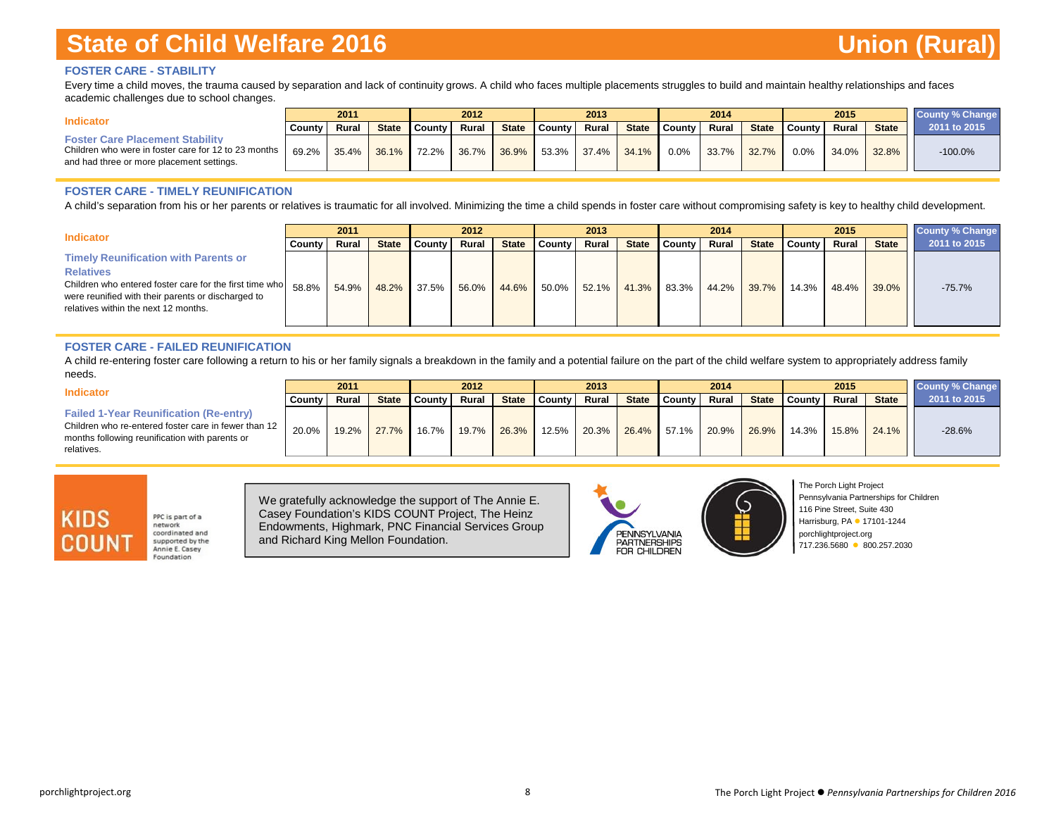# State of Child Welfare 2016 — Union (Rural)

## FOSTER CARE - STABILITY

Every time a child moves, the trauma caused by separation and lack of continuity grows. A child who faces multiple placements struggles to build and maintain healthy relationships and faces academic challenges due to school changes.

| Indicator | 2011 | | | 2012 | | | 2013 | | | 2014 | | | 2015 | | | County % Change 2011 to 2015 |
|---|---|---|---|---|---|---|---|---|---|---|---|---|---|---|---|---|
| | County | Rural | State | County | Rural | State | County | Rural | State | County | Rural | State | County | Rural | State | |
| **Foster Care Placement Stability** Children who were in foster care for 12 to 23 months and had three or more placement settings. | 69.2% | 35.4% | 36.1% | 72.2% | 36.7% | 36.9% | 53.3% | 37.4% | 34.1% | 0.0% | 33.7% | 32.7% | 0.0% | 34.0% | 32.8% | -100.0% |

## FOSTER CARE - TIMELY REUNIFICATION

A child's separation from his or her parents or relatives is traumatic for all involved. Minimizing the time a child spends in foster care without compromising safety is key to healthy child development.

| Indicator | 2011 | | | 2012 | | | 2013 | | | 2014 | | | 2015 | | | County % Change 2011 to 2015 |
|---|---|---|---|---|---|---|---|---|---|---|---|---|---|---|---|---|
| | County | Rural | State | County | Rural | State | County | Rural | State | County | Rural | State | County | Rural | State | |
| **Timely Reunification with Parents or Relatives** Children who entered foster care for the first time who were reunified with their parents or discharged to relatives within the next 12 months. | 58.8% | 54.9% | 48.2% | 37.5% | 56.0% | 44.6% | 50.0% | 52.1% | 41.3% | 83.3% | 44.2% | 39.7% | 14.3% | 48.4% | 39.0% | -75.7% |

## FOSTER CARE - FAILED REUNIFICATION

A child re-entering foster care following a return to his or her family signals a breakdown in the family and a potential failure on the part of the child welfare system to appropriately address family needs.

| Indicator | 2011 | | | 2012 | | | 2013 | | | 2014 | | | 2015 | | | County % Change 2011 to 2015 |
|---|---|---|---|---|---|---|---|---|---|---|---|---|---|---|---|---|
| | County | Rural | State | County | Rural | State | County | Rural | State | County | Rural | State | County | Rural | State | |
| **Failed 1-Year Reunification (Re-entry)** Children who re-entered foster care in fewer than 12 months following reunification with parents or relatives. | 20.0% | 19.2% | 27.7% | 16.7% | 19.7% | 26.3% | 12.5% | 20.3% | 26.4% | 57.1% | 20.9% | 26.9% | 14.3% | 15.8% | 24.1% | -28.6% |

KIDS COUNT

PPC is part of a network coordinated and supported by the Annie E. Casey Foundation

We gratefully acknowledge the support of The Annie E. Casey Foundation's KIDS COUNT Project, The Heinz Endowments, Highmark, PNC Financial Services Group and Richard King Mellon Foundation.

PENNSYLVANIA PARTNERSHIPS FOR CHILDREN

The Porch Light Project
Pennsylvania Partnerships for Children
116 Pine Street, Suite 430
Harrisburg, PA • 17101-1244
porchlightproject.org
717.236.5680 • 800.257.2030